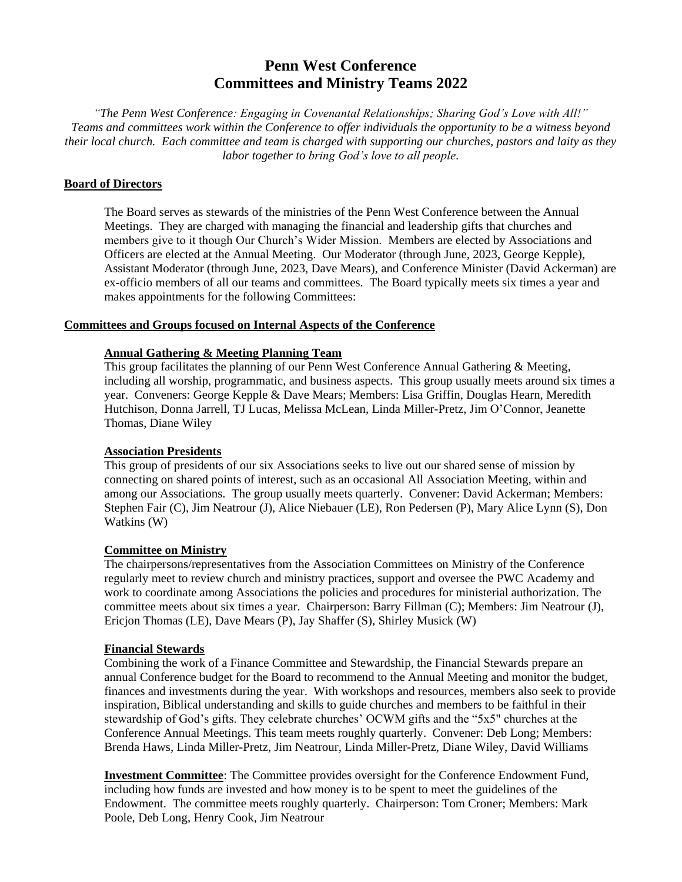# Penn West Conference
# Committees and Ministry Teams 2022

*"The Penn West Conference: Engaging in Covenantal Relationships; Sharing God's Love with All!" Teams and committees work within the Conference to offer individuals the opportunity to be a witness beyond their local church. Each committee and team is charged with supporting our churches, pastors and laity as they labor together to bring God's love to all people.*

## Board of Directors

The Board serves as stewards of the ministries of the Penn West Conference between the Annual Meetings. They are charged with managing the financial and leadership gifts that churches and members give to it though Our Church's Wider Mission. Members are elected by Associations and Officers are elected at the Annual Meeting. Our Moderator (through June, 2023, George Kepple), Assistant Moderator (through June, 2023, Dave Mears), and Conference Minister (David Ackerman) are ex-officio members of all our teams and committees. The Board typically meets six times a year and makes appointments for the following Committees:

## Committees and Groups focused on Internal Aspects of the Conference

### Annual Gathering & Meeting Planning Team

This group facilitates the planning of our Penn West Conference Annual Gathering & Meeting, including all worship, programmatic, and business aspects. This group usually meets around six times a year. Conveners: George Kepple & Dave Mears; Members: Lisa Griffin, Douglas Hearn, Meredith Hutchison, Donna Jarrell, TJ Lucas, Melissa McLean, Linda Miller-Pretz, Jim O'Connor, Jeanette Thomas, Diane Wiley

### Association Presidents

This group of presidents of our six Associations seeks to live out our shared sense of mission by connecting on shared points of interest, such as an occasional All Association Meeting, within and among our Associations. The group usually meets quarterly. Convener: David Ackerman; Members: Stephen Fair (C), Jim Neatrour (J), Alice Niebauer (LE), Ron Pedersen (P), Mary Alice Lynn (S), Don Watkins (W)

### Committee on Ministry

The chairpersons/representatives from the Association Committees on Ministry of the Conference regularly meet to review church and ministry practices, support and oversee the PWC Academy and work to coordinate among Associations the policies and procedures for ministerial authorization. The committee meets about six times a year. Chairperson: Barry Fillman (C); Members: Jim Neatrour (J), Ericjon Thomas (LE), Dave Mears (P), Jay Shaffer (S), Shirley Musick (W)

### Financial Stewards

Combining the work of a Finance Committee and Stewardship, the Financial Stewards prepare an annual Conference budget for the Board to recommend to the Annual Meeting and monitor the budget, finances and investments during the year. With workshops and resources, members also seek to provide inspiration, Biblical understanding and skills to guide churches and members to be faithful in their stewardship of God's gifts. They celebrate churches' OCWM gifts and the "5x5" churches at the Conference Annual Meetings. This team meets roughly quarterly. Convener: Deb Long; Members: Brenda Haws, Linda Miller-Pretz, Jim Neatrour, Linda Miller-Pretz, Diane Wiley, David Williams

**Investment Committee**: The Committee provides oversight for the Conference Endowment Fund, including how funds are invested and how money is to be spent to meet the guidelines of the Endowment. The committee meets roughly quarterly. Chairperson: Tom Croner; Members: Mark Poole, Deb Long, Henry Cook, Jim Neatrour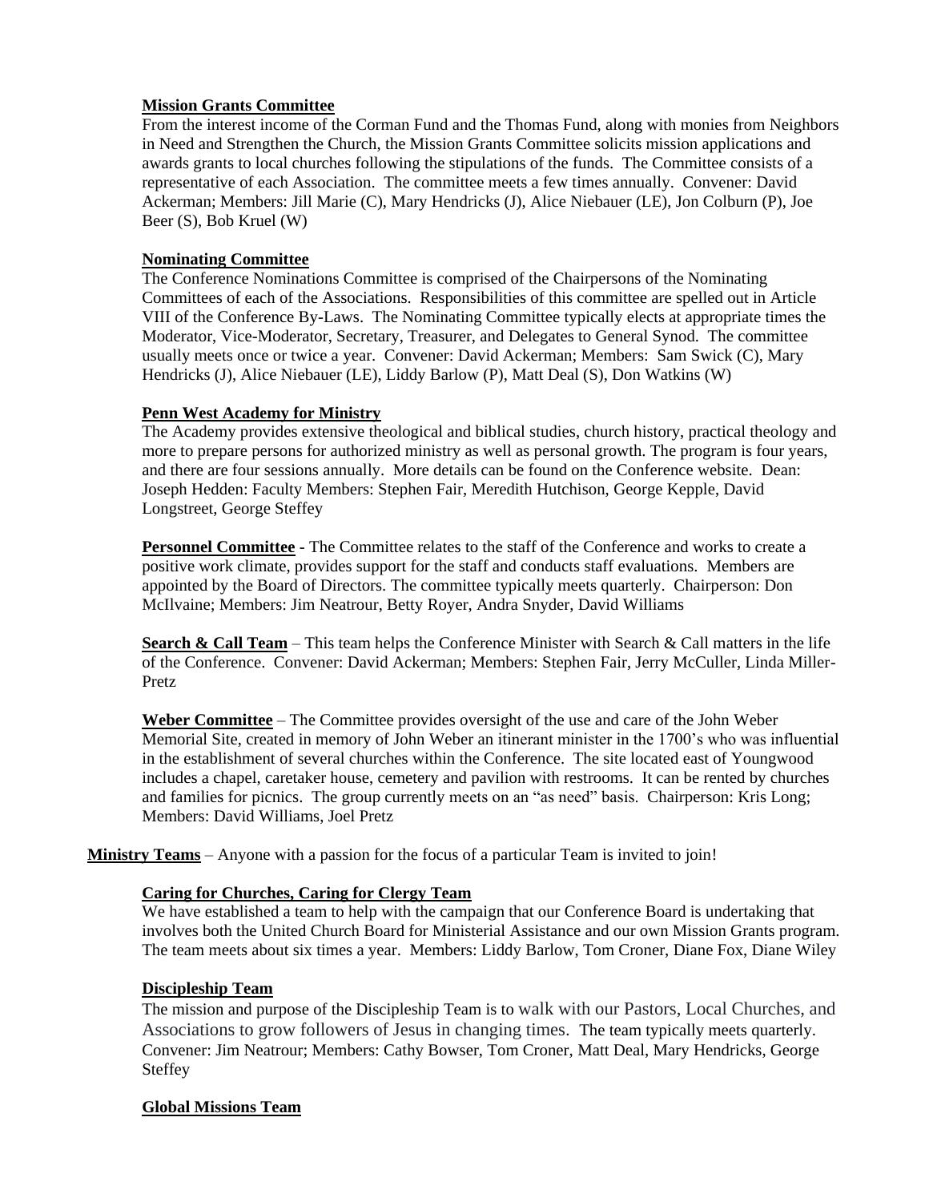**Mission Grants Committee**

From the interest income of the Corman Fund and the Thomas Fund, along with monies from Neighbors in Need and Strengthen the Church, the Mission Grants Committee solicits mission applications and awards grants to local churches following the stipulations of the funds. The Committee consists of a representative of each Association. The committee meets a few times annually. Convener: David Ackerman; Members: Jill Marie (C), Mary Hendricks (J), Alice Niebauer (LE), Jon Colburn (P), Joe Beer (S), Bob Kruel (W)

**Nominating Committee**

The Conference Nominations Committee is comprised of the Chairpersons of the Nominating Committees of each of the Associations. Responsibilities of this committee are spelled out in Article VIII of the Conference By-Laws. The Nominating Committee typically elects at appropriate times the Moderator, Vice-Moderator, Secretary, Treasurer, and Delegates to General Synod. The committee usually meets once or twice a year. Convener: David Ackerman; Members: Sam Swick (C), Mary Hendricks (J), Alice Niebauer (LE), Liddy Barlow (P), Matt Deal (S), Don Watkins (W)

**Penn West Academy for Ministry**

The Academy provides extensive theological and biblical studies, church history, practical theology and more to prepare persons for authorized ministry as well as personal growth. The program is four years, and there are four sessions annually. More details can be found on the Conference website. Dean: Joseph Hedden: Faculty Members: Stephen Fair, Meredith Hutchison, George Kepple, David Longstreet, George Steffey

**Personnel Committee** - The Committee relates to the staff of the Conference and works to create a positive work climate, provides support for the staff and conducts staff evaluations. Members are appointed by the Board of Directors. The committee typically meets quarterly. Chairperson: Don McIlvaine; Members: Jim Neatrour, Betty Royer, Andra Snyder, David Williams

**Search & Call Team** – This team helps the Conference Minister with Search & Call matters in the life of the Conference. Convener: David Ackerman; Members: Stephen Fair, Jerry McCuller, Linda Miller-Pretz

**Weber Committee** – The Committee provides oversight of the use and care of the John Weber Memorial Site, created in memory of John Weber an itinerant minister in the 1700's who was influential in the establishment of several churches within the Conference. The site located east of Youngwood includes a chapel, caretaker house, cemetery and pavilion with restrooms. It can be rented by churches and families for picnics. The group currently meets on an "as need" basis. Chairperson: Kris Long; Members: David Williams, Joel Pretz

**Ministry Teams** – Anyone with a passion for the focus of a particular Team is invited to join!

**Caring for Churches, Caring for Clergy Team**

We have established a team to help with the campaign that our Conference Board is undertaking that involves both the United Church Board for Ministerial Assistance and our own Mission Grants program. The team meets about six times a year. Members: Liddy Barlow, Tom Croner, Diane Fox, Diane Wiley

**Discipleship Team**

The mission and purpose of the Discipleship Team is to walk with our Pastors, Local Churches, and Associations to grow followers of Jesus in changing times. The team typically meets quarterly. Convener: Jim Neatrour; Members: Cathy Bowser, Tom Croner, Matt Deal, Mary Hendricks, George Steffey

**Global Missions Team**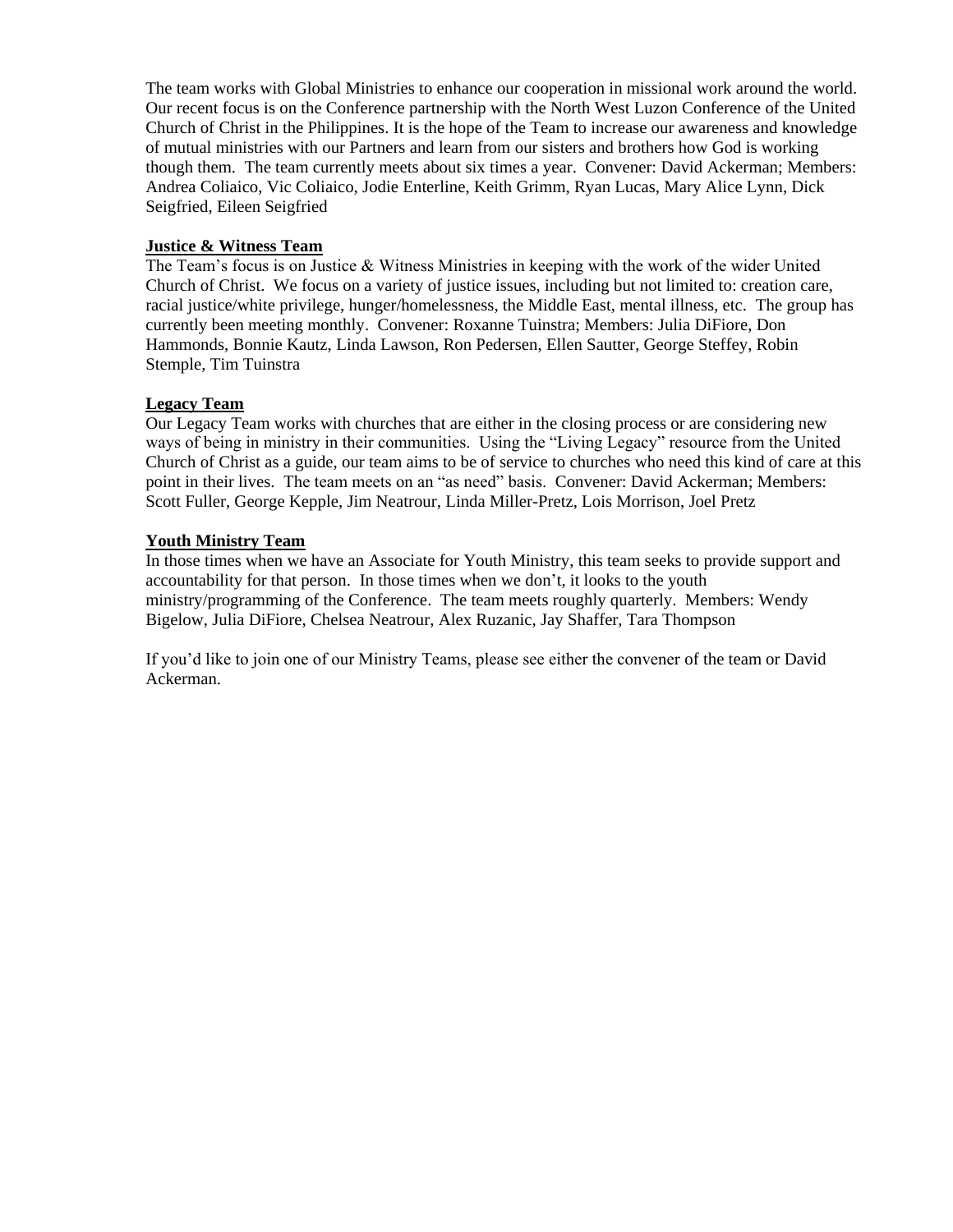The team works with Global Ministries to enhance our cooperation in missional work around the world. Our recent focus is on the Conference partnership with the North West Luzon Conference of the United Church of Christ in the Philippines. It is the hope of the Team to increase our awareness and knowledge of mutual ministries with our Partners and learn from our sisters and brothers how God is working though them. The team currently meets about six times a year. Convener: David Ackerman; Members: Andrea Coliaico, Vic Coliaico, Jodie Enterline, Keith Grimm, Ryan Lucas, Mary Alice Lynn, Dick Seigfried, Eileen Seigfried

**Justice & Witness Team**

The Team's focus is on Justice & Witness Ministries in keeping with the work of the wider United Church of Christ. We focus on a variety of justice issues, including but not limited to: creation care, racial justice/white privilege, hunger/homelessness, the Middle East, mental illness, etc. The group has currently been meeting monthly. Convener: Roxanne Tuinstra; Members: Julia DiFiore, Don Hammonds, Bonnie Kautz, Linda Lawson, Ron Pedersen, Ellen Sautter, George Steffey, Robin Stemple, Tim Tuinstra

**Legacy Team**

Our Legacy Team works with churches that are either in the closing process or are considering new ways of being in ministry in their communities. Using the "Living Legacy" resource from the United Church of Christ as a guide, our team aims to be of service to churches who need this kind of care at this point in their lives. The team meets on an "as need" basis. Convener: David Ackerman; Members: Scott Fuller, George Kepple, Jim Neatrour, Linda Miller-Pretz, Lois Morrison, Joel Pretz

**Youth Ministry Team**

In those times when we have an Associate for Youth Ministry, this team seeks to provide support and accountability for that person. In those times when we don't, it looks to the youth ministry/programming of the Conference. The team meets roughly quarterly. Members: Wendy Bigelow, Julia DiFiore, Chelsea Neatrour, Alex Ruzanic, Jay Shaffer, Tara Thompson

If you'd like to join one of our Ministry Teams, please see either the convener of the team or David Ackerman.